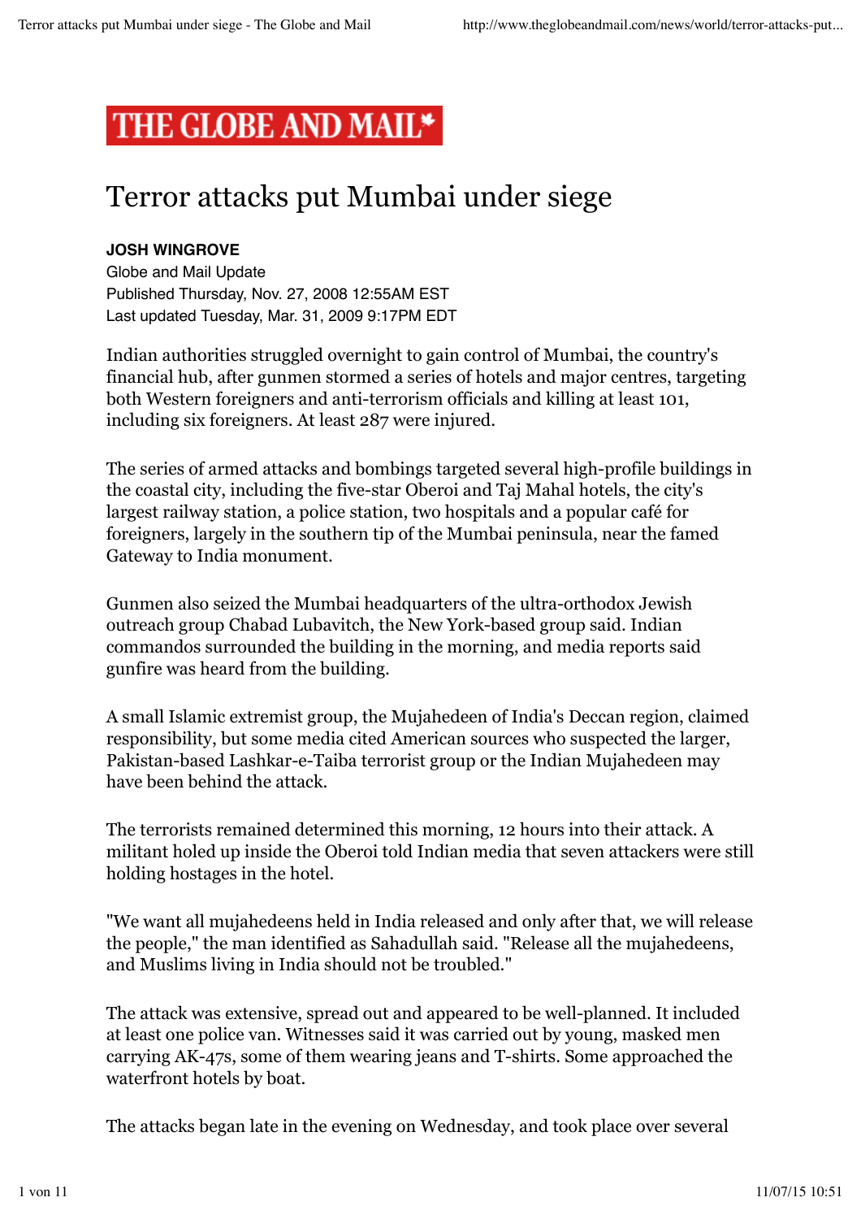# THE GLOBE AND MAIL*

# Terror attacks put Mumbai under siege

**JOSH WINGROVE**
Globe and Mail Update
Published Thursday, Nov. 27, 2008 12:55AM EST
Last updated Tuesday, Mar. 31, 2009 9:17PM EDT

Indian authorities struggled overnight to gain control of Mumbai, the country's financial hub, after gunmen stormed a series of hotels and major centres, targeting both Western foreigners and anti-terrorism officials and killing at least 101, including six foreigners. At least 287 were injured.

The series of armed attacks and bombings targeted several high-profile buildings in the coastal city, including the five-star Oberoi and Taj Mahal hotels, the city's largest railway station, a police station, two hospitals and a popular café for foreigners, largely in the southern tip of the Mumbai peninsula, near the famed Gateway to India monument.

Gunmen also seized the Mumbai headquarters of the ultra-orthodox Jewish outreach group Chabad Lubavitch, the New York-based group said. Indian commandos surrounded the building in the morning, and media reports said gunfire was heard from the building.

A small Islamic extremist group, the Mujahedeen of India's Deccan region, claimed responsibility, but some media cited American sources who suspected the larger, Pakistan-based Lashkar-e-Taiba terrorist group or the Indian Mujahedeen may have been behind the attack.

The terrorists remained determined this morning, 12 hours into their attack. A militant holed up inside the Oberoi told Indian media that seven attackers were still holding hostages in the hotel.

"We want all mujahedeens held in India released and only after that, we will release the people," the man identified as Sahadullah said. "Release all the mujahedeens, and Muslims living in India should not be troubled."

The attack was extensive, spread out and appeared to be well-planned. It included at least one police van. Witnesses said it was carried out by young, masked men carrying AK-47s, some of them wearing jeans and T-shirts. Some approached the waterfront hotels by boat.

The attacks began late in the evening on Wednesday, and took place over several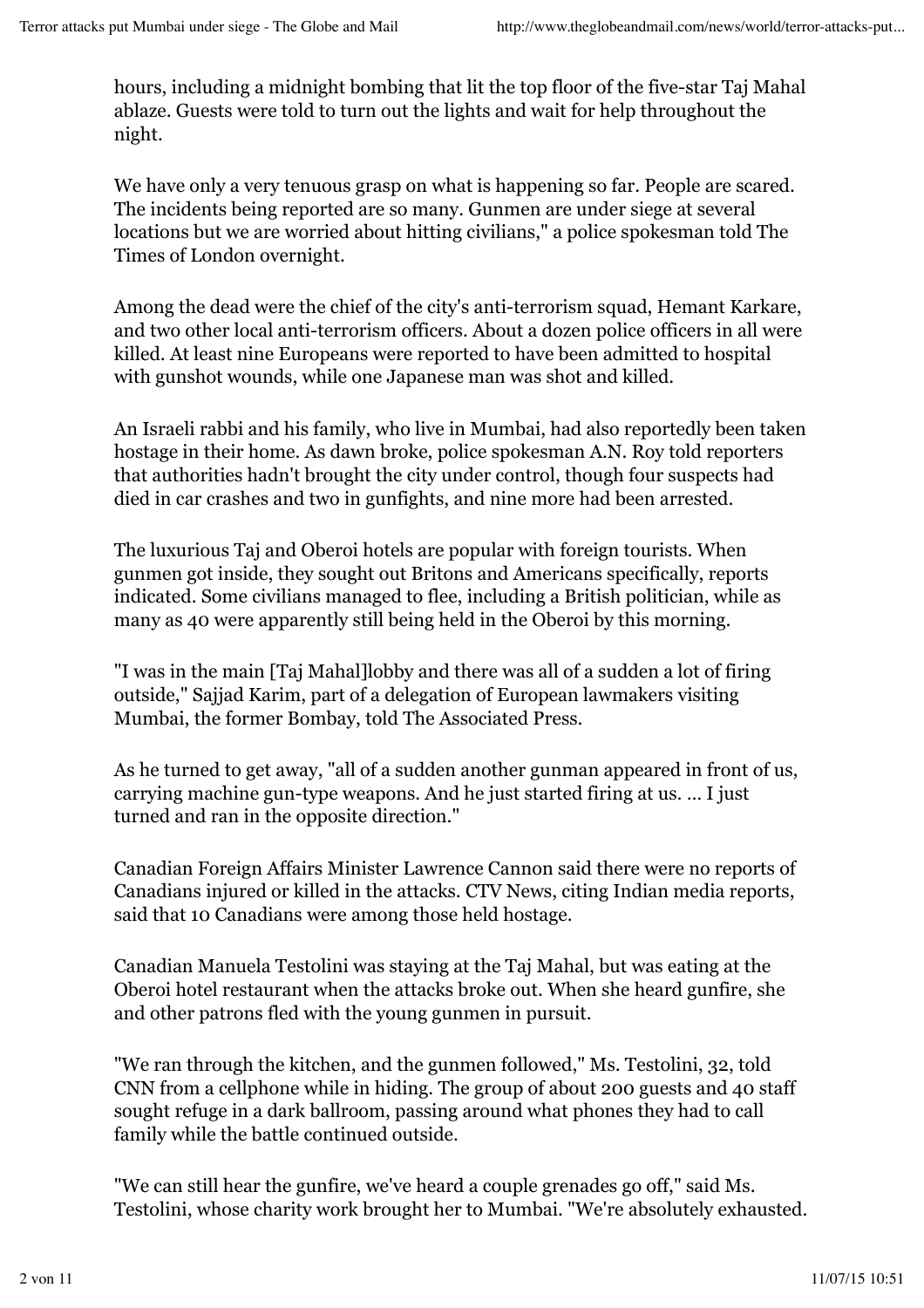hours, including a midnight bombing that lit the top floor of the five-star Taj Mahal ablaze. Guests were told to turn out the lights and wait for help throughout the night.

We have only a very tenuous grasp on what is happening so far. People are scared. The incidents being reported are so many. Gunmen are under siege at several locations but we are worried about hitting civilians," a police spokesman told The Times of London overnight.

Among the dead were the chief of the city's anti-terrorism squad, Hemant Karkare, and two other local anti-terrorism officers. About a dozen police officers in all were killed. At least nine Europeans were reported to have been admitted to hospital with gunshot wounds, while one Japanese man was shot and killed.

An Israeli rabbi and his family, who live in Mumbai, had also reportedly been taken hostage in their home. As dawn broke, police spokesman A.N. Roy told reporters that authorities hadn't brought the city under control, though four suspects had died in car crashes and two in gunfights, and nine more had been arrested.

The luxurious Taj and Oberoi hotels are popular with foreign tourists. When gunmen got inside, they sought out Britons and Americans specifically, reports indicated. Some civilians managed to flee, including a British politician, while as many as 40 were apparently still being held in the Oberoi by this morning.

"I was in the main [Taj Mahal]lobby and there was all of a sudden a lot of firing outside," Sajjad Karim, part of a delegation of European lawmakers visiting Mumbai, the former Bombay, told The Associated Press.

As he turned to get away, "all of a sudden another gunman appeared in front of us, carrying machine gun-type weapons. And he just started firing at us. ... I just turned and ran in the opposite direction."

Canadian Foreign Affairs Minister Lawrence Cannon said there were no reports of Canadians injured or killed in the attacks. CTV News, citing Indian media reports, said that 10 Canadians were among those held hostage.

Canadian Manuela Testolini was staying at the Taj Mahal, but was eating at the Oberoi hotel restaurant when the attacks broke out. When she heard gunfire, she and other patrons fled with the young gunmen in pursuit.

"We ran through the kitchen, and the gunmen followed," Ms. Testolini, 32, told CNN from a cellphone while in hiding. The group of about 200 guests and 40 staff sought refuge in a dark ballroom, passing around what phones they had to call family while the battle continued outside.

"We can still hear the gunfire, we've heard a couple grenades go off," said Ms. Testolini, whose charity work brought her to Mumbai. "We're absolutely exhausted.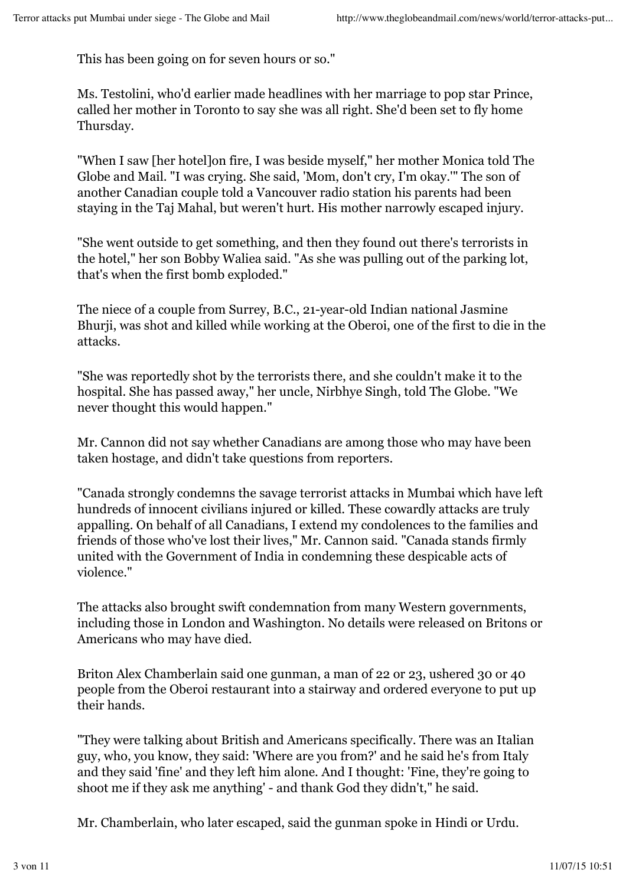This has been going on for seven hours or so."

Ms. Testolini, who'd earlier made headlines with her marriage to pop star Prince, called her mother in Toronto to say she was all right. She'd been set to fly home Thursday.

"When I saw [her hotel]on fire, I was beside myself," her mother Monica told The Globe and Mail. "I was crying. She said, 'Mom, don't cry, I'm okay.'" The son of another Canadian couple told a Vancouver radio station his parents had been staying in the Taj Mahal, but weren't hurt. His mother narrowly escaped injury.

"She went outside to get something, and then they found out there's terrorists in the hotel," her son Bobby Waliea said. "As she was pulling out of the parking lot, that's when the first bomb exploded."

The niece of a couple from Surrey, B.C., 21-year-old Indian national Jasmine Bhurji, was shot and killed while working at the Oberoi, one of the first to die in the attacks.

"She was reportedly shot by the terrorists there, and she couldn't make it to the hospital. She has passed away," her uncle, Nirbhye Singh, told The Globe. "We never thought this would happen."

Mr. Cannon did not say whether Canadians are among those who may have been taken hostage, and didn't take questions from reporters.

"Canada strongly condemns the savage terrorist attacks in Mumbai which have left hundreds of innocent civilians injured or killed. These cowardly attacks are truly appalling. On behalf of all Canadians, I extend my condolences to the families and friends of those who've lost their lives," Mr. Cannon said. "Canada stands firmly united with the Government of India in condemning these despicable acts of violence."

The attacks also brought swift condemnation from many Western governments, including those in London and Washington. No details were released on Britons or Americans who may have died.

Briton Alex Chamberlain said one gunman, a man of 22 or 23, ushered 30 or 40 people from the Oberoi restaurant into a stairway and ordered everyone to put up their hands.

"They were talking about British and Americans specifically. There was an Italian guy, who, you know, they said: 'Where are you from?' and he said he's from Italy and they said 'fine' and they left him alone. And I thought: 'Fine, they're going to shoot me if they ask me anything' - and thank God they didn't," he said.

Mr. Chamberlain, who later escaped, said the gunman spoke in Hindi or Urdu.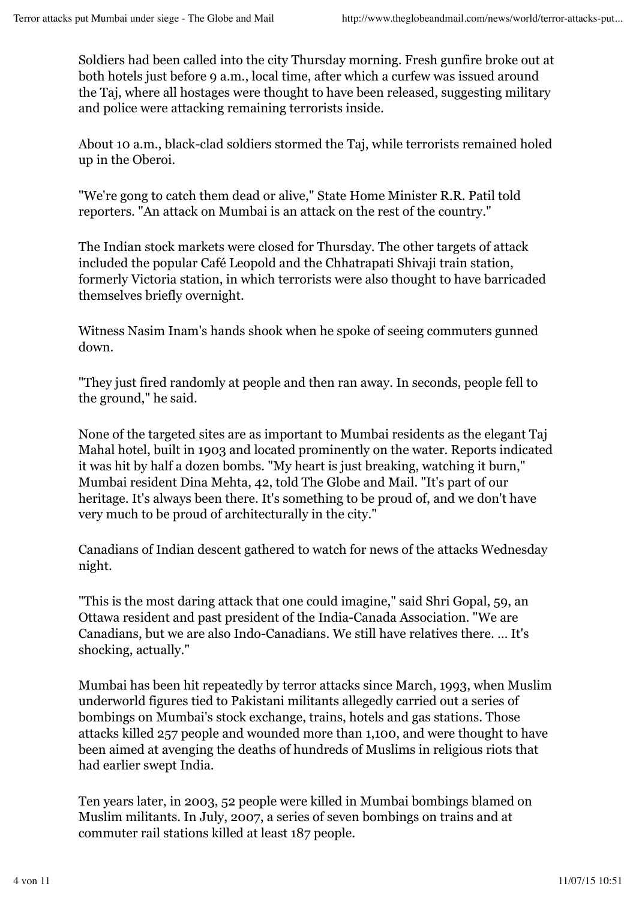Soldiers had been called into the city Thursday morning. Fresh gunfire broke out at both hotels just before 9 a.m., local time, after which a curfew was issued around the Taj, where all hostages were thought to have been released, suggesting military and police were attacking remaining terrorists inside.

About 10 a.m., black-clad soldiers stormed the Taj, while terrorists remained holed up in the Oberoi.

"We're gong to catch them dead or alive," State Home Minister R.R. Patil told reporters. "An attack on Mumbai is an attack on the rest of the country."

The Indian stock markets were closed for Thursday. The other targets of attack included the popular Café Leopold and the Chhatrapati Shivaji train station, formerly Victoria station, in which terrorists were also thought to have barricaded themselves briefly overnight.

Witness Nasim Inam's hands shook when he spoke of seeing commuters gunned down.

"They just fired randomly at people and then ran away. In seconds, people fell to the ground," he said.

None of the targeted sites are as important to Mumbai residents as the elegant Taj Mahal hotel, built in 1903 and located prominently on the water. Reports indicated it was hit by half a dozen bombs. "My heart is just breaking, watching it burn," Mumbai resident Dina Mehta, 42, told The Globe and Mail. "It's part of our heritage. It's always been there. It's something to be proud of, and we don't have very much to be proud of architecturally in the city."

Canadians of Indian descent gathered to watch for news of the attacks Wednesday night.

"This is the most daring attack that one could imagine," said Shri Gopal, 59, an Ottawa resident and past president of the India-Canada Association. "We are Canadians, but we are also Indo-Canadians. We still have relatives there. ... It's shocking, actually."

Mumbai has been hit repeatedly by terror attacks since March, 1993, when Muslim underworld figures tied to Pakistani militants allegedly carried out a series of bombings on Mumbai's stock exchange, trains, hotels and gas stations. Those attacks killed 257 people and wounded more than 1,100, and were thought to have been aimed at avenging the deaths of hundreds of Muslims in religious riots that had earlier swept India.

Ten years later, in 2003, 52 people were killed in Mumbai bombings blamed on Muslim militants. In July, 2007, a series of seven bombings on trains and at commuter rail stations killed at least 187 people.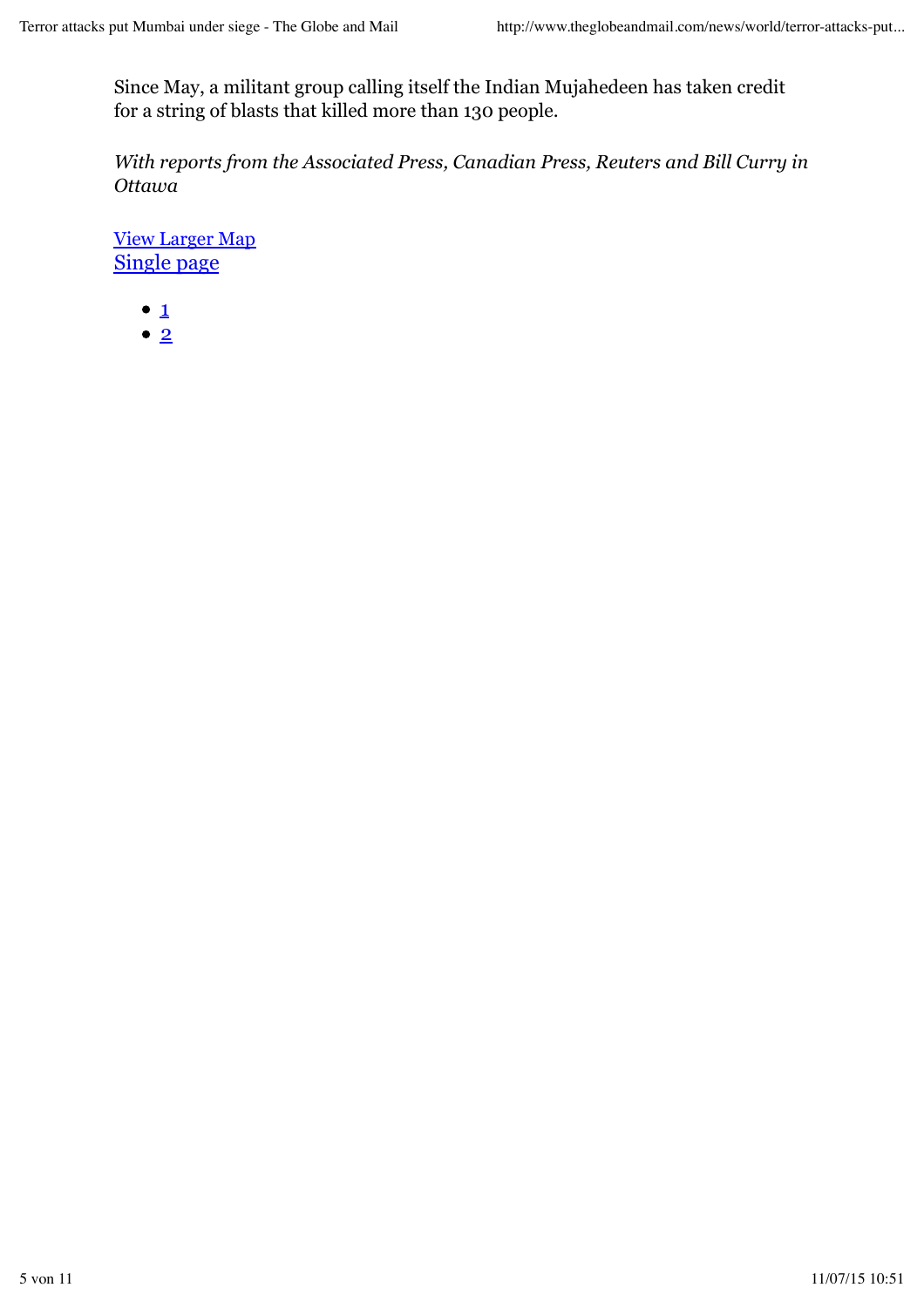Since May, a militant group calling itself the Indian Mujahedeen has taken credit for a string of blasts that killed more than 130 people.

*With reports from the Associated Press, Canadian Press, Reuters and Bill Curry in Ottawa*

View Larger Map
Single page

- 1
- 2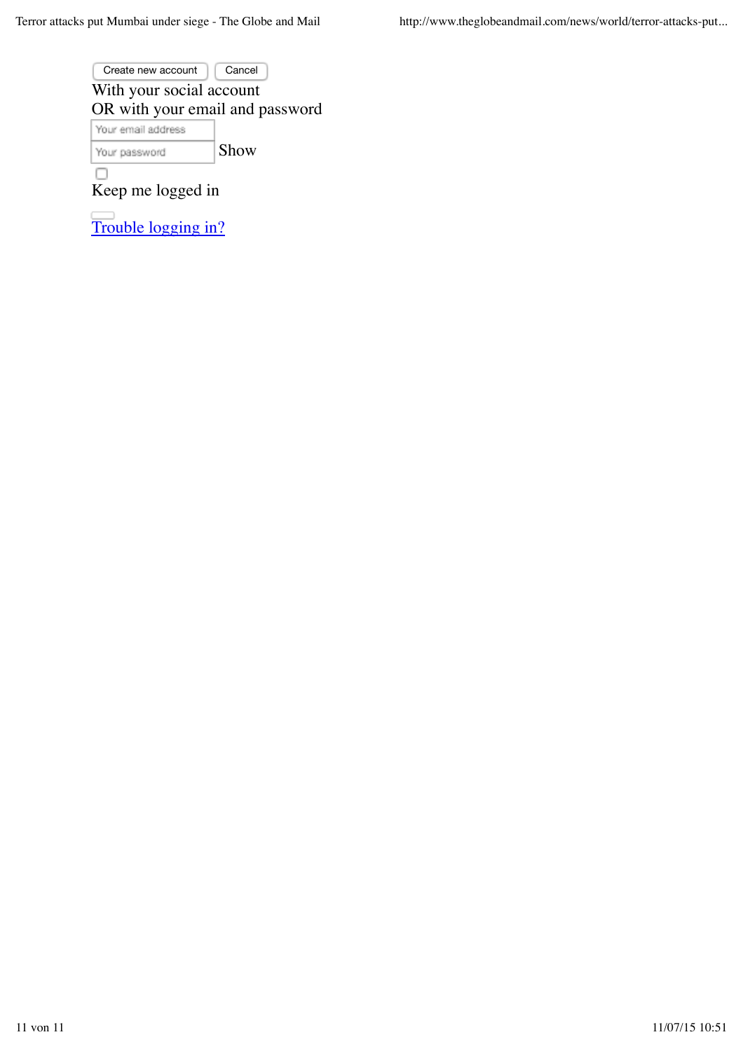Create new account Cancel

With your social account

OR with your email and password

Your email address

Your password Show

Keep me logged in

Trouble logging in?